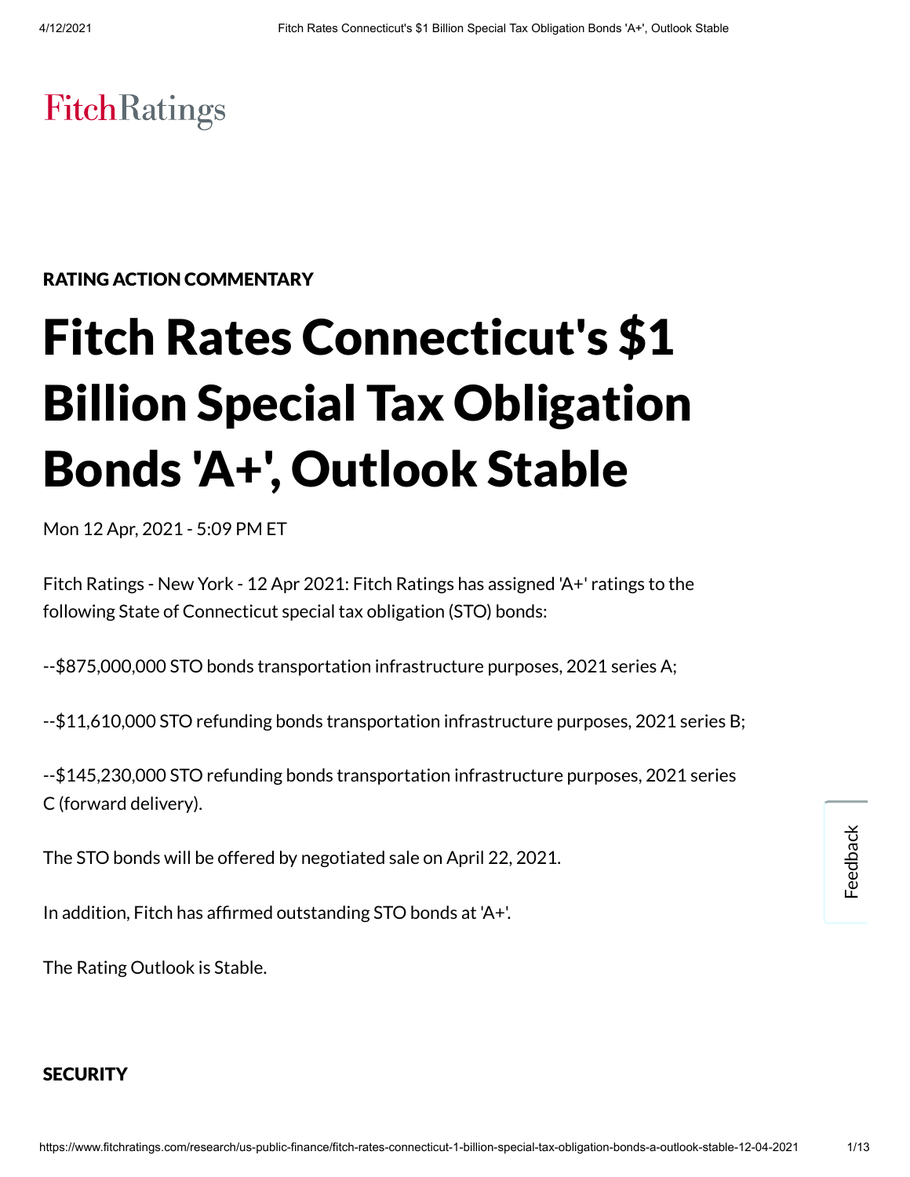FitchRatings

RATING ACTION COMMENTARY

# Fitch Rates Connecticut's $1 Billion Special Tax Obligation Bonds 'A+', Outlook Stable

Mon 12 Apr, 2021 - 5:09 PM ET

Fitch Ratings - New York - 12 Apr 2021: Fitch Ratings has assigned 'A+' ratings to the following State of Connecticut special tax obligation (STO) bonds:

--$875,000,000 STO bonds transportation infrastructure purposes, 2021 series A;

--$11,610,000 STO refunding bonds transportation infrastructure purposes, 2021 series B;

--$145,230,000 STO refunding bonds transportation infrastructure purposes, 2021 series C (forward delivery).

The STO bonds will be offered by negotiated sale on April 22, 2021.

In addition, Fitch has affirmed outstanding STO bonds at 'A+'.

The Rating Outlook is Stable.

## SECURITY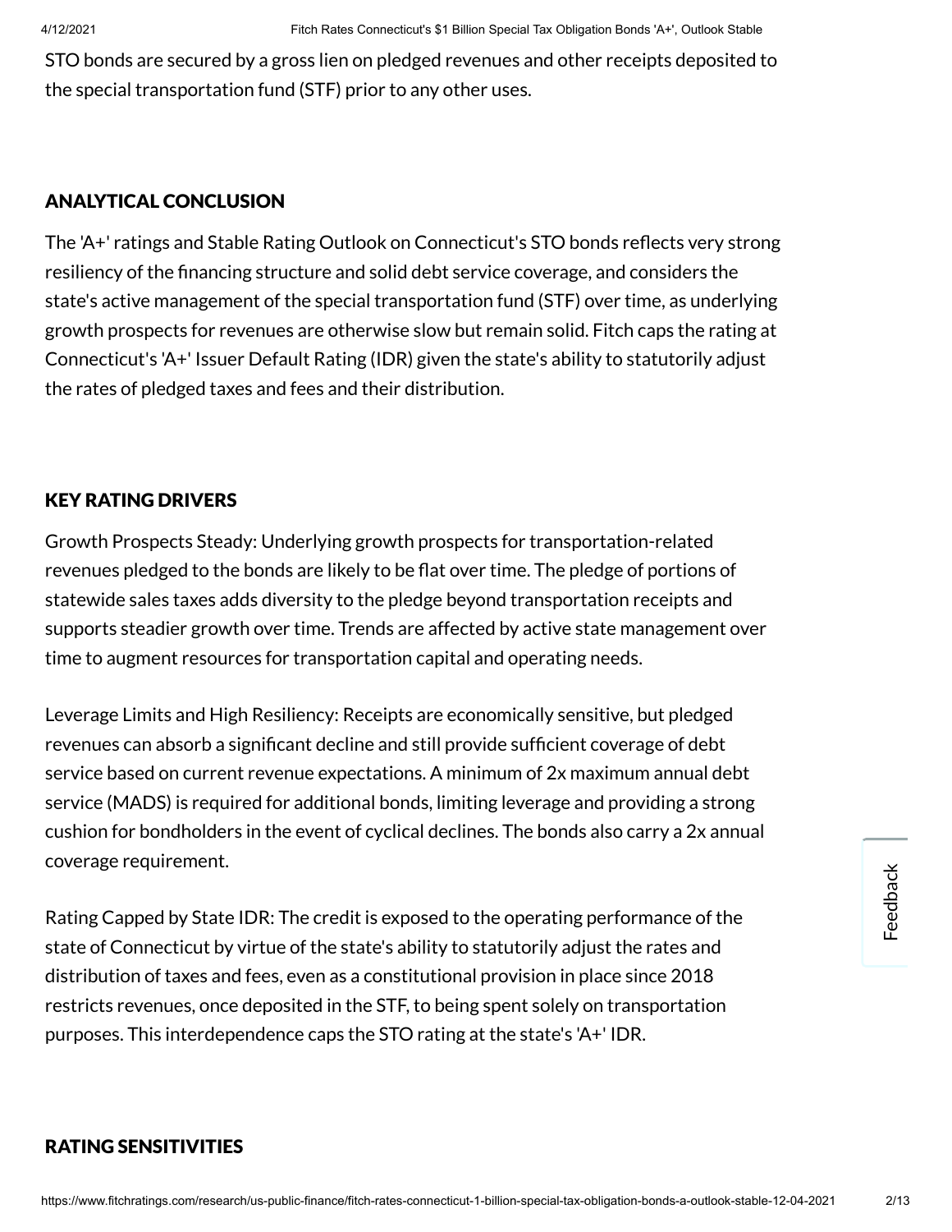STO bonds are secured by a gross lien on pledged revenues and other receipts deposited to the special transportation fund (STF) prior to any other uses.

## ANALYTICAL CONCLUSION

The 'A+' ratings and Stable Rating Outlook on Connecticut's STO bonds reflects very strong resiliency of the financing structure and solid debt service coverage, and considers the state's active management of the special transportation fund (STF) over time, as underlying growth prospects for revenues are otherwise slow but remain solid. Fitch caps the rating at Connecticut's 'A+' Issuer Default Rating (IDR) given the state's ability to statutorily adjust the rates of pledged taxes and fees and their distribution.

## KEY RATING DRIVERS

Growth Prospects Steady: Underlying growth prospects for transportation-related revenues pledged to the bonds are likely to be flat over time. The pledge of portions of statewide sales taxes adds diversity to the pledge beyond transportation receipts and supports steadier growth over time. Trends are affected by active state management over time to augment resources for transportation capital and operating needs.

Leverage Limits and High Resiliency: Receipts are economically sensitive, but pledged revenues can absorb a significant decline and still provide sufficient coverage of debt service based on current revenue expectations. A minimum of 2x maximum annual debt service (MADS) is required for additional bonds, limiting leverage and providing a strong cushion for bondholders in the event of cyclical declines. The bonds also carry a 2x annual coverage requirement.

Rating Capped by State IDR: The credit is exposed to the operating performance of the state of Connecticut by virtue of the state's ability to statutorily adjust the rates and distribution of taxes and fees, even as a constitutional provision in place since 2018 restricts revenues, once deposited in the STF, to being spent solely on transportation purposes. This interdependence caps the STO rating at the state's 'A+' IDR.

## RATING SENSITIVITIES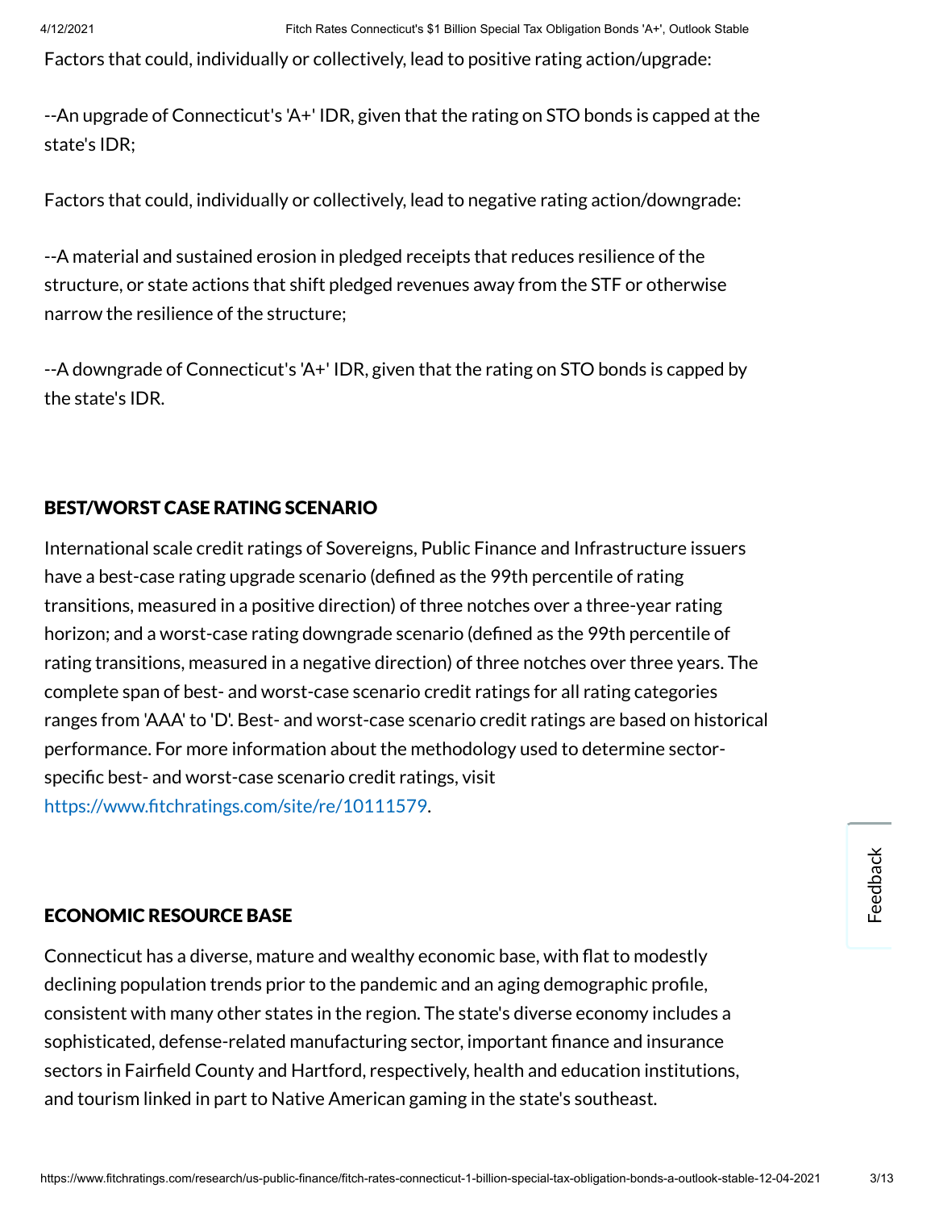Factors that could, individually or collectively, lead to positive rating action/upgrade:

--An upgrade of Connecticut's 'A+' IDR, given that the rating on STO bonds is capped at the state's IDR;

Factors that could, individually or collectively, lead to negative rating action/downgrade:

--A material and sustained erosion in pledged receipts that reduces resilience of the structure, or state actions that shift pledged revenues away from the STF or otherwise narrow the resilience of the structure;

--A downgrade of Connecticut's 'A+' IDR, given that the rating on STO bonds is capped by the state's IDR.

## BEST/WORST CASE RATING SCENARIO

International scale credit ratings of Sovereigns, Public Finance and Infrastructure issuers have a best-case rating upgrade scenario (defined as the 99th percentile of rating transitions, measured in a positive direction) of three notches over a three-year rating horizon; and a worst-case rating downgrade scenario (defined as the 99th percentile of rating transitions, measured in a negative direction) of three notches over three years. The complete span of best- and worst-case scenario credit ratings for all rating categories ranges from 'AAA' to 'D'. Best- and worst-case scenario credit ratings are based on historical performance. For more information about the methodology used to determine sector-specific best- and worst-case scenario credit ratings, visit https://www.fitchratings.com/site/re/10111579.

## ECONOMIC RESOURCE BASE

Connecticut has a diverse, mature and wealthy economic base, with flat to modestly declining population trends prior to the pandemic and an aging demographic profile, consistent with many other states in the region. The state's diverse economy includes a sophisticated, defense-related manufacturing sector, important finance and insurance sectors in Fairfield County and Hartford, respectively, health and education institutions, and tourism linked in part to Native American gaming in the state's southeast.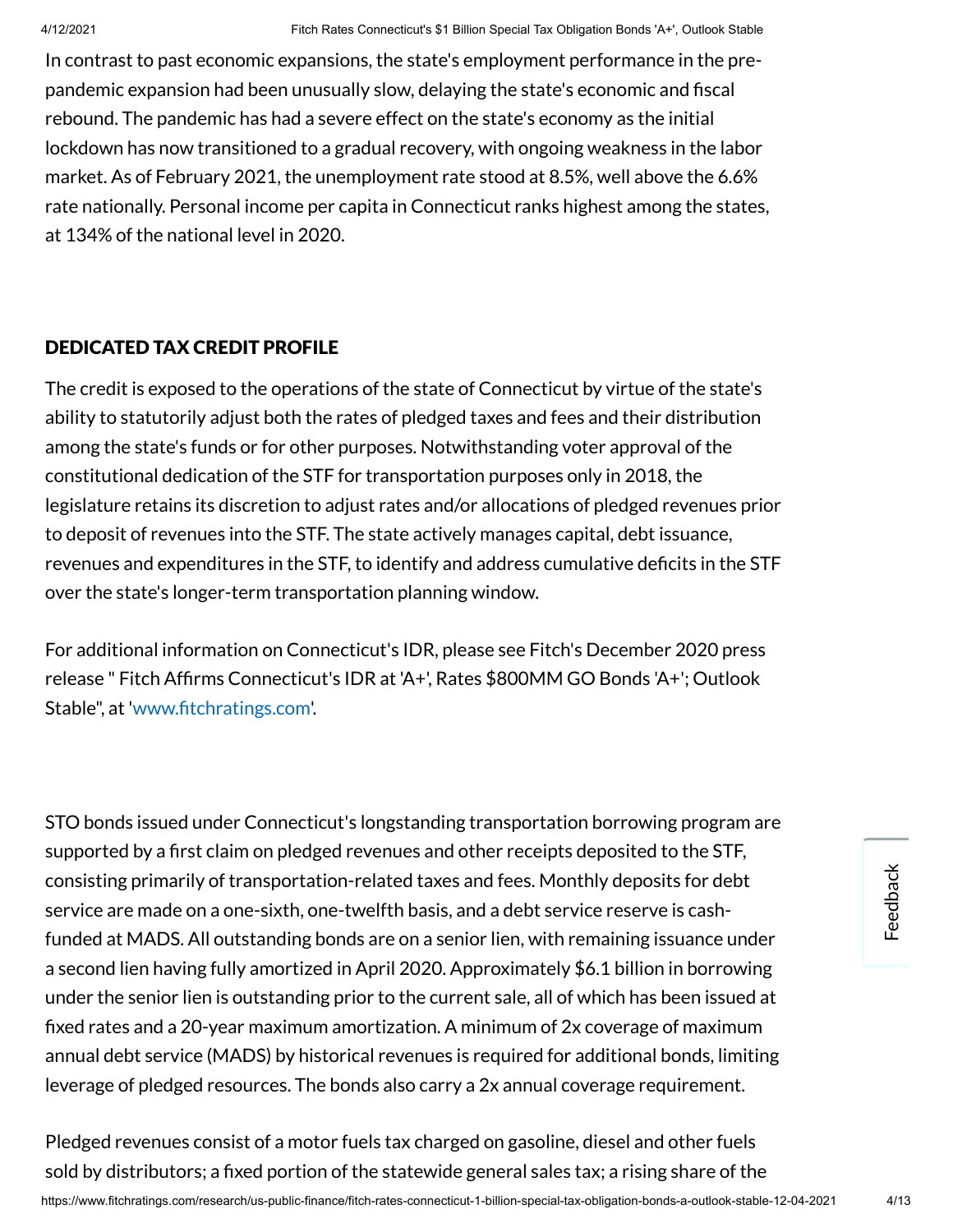In contrast to past economic expansions, the state's employment performance in the pre-pandemic expansion had been unusually slow, delaying the state's economic and fiscal rebound. The pandemic has had a severe effect on the state's economy as the initial lockdown has now transitioned to a gradual recovery, with ongoing weakness in the labor market. As of February 2021, the unemployment rate stood at 8.5%, well above the 6.6% rate nationally. Personal income per capita in Connecticut ranks highest among the states, at 134% of the national level in 2020.

## DEDICATED TAX CREDIT PROFILE

The credit is exposed to the operations of the state of Connecticut by virtue of the state's ability to statutorily adjust both the rates of pledged taxes and fees and their distribution among the state's funds or for other purposes. Notwithstanding voter approval of the constitutional dedication of the STF for transportation purposes only in 2018, the legislature retains its discretion to adjust rates and/or allocations of pledged revenues prior to deposit of revenues into the STF. The state actively manages capital, debt issuance, revenues and expenditures in the STF, to identify and address cumulative deficits in the STF over the state's longer-term transportation planning window.

For additional information on Connecticut's IDR, please see Fitch's December 2020 press release " Fitch Affirms Connecticut's IDR at 'A+', Rates $800MM GO Bonds 'A+'; Outlook Stable", at 'www.fitchratings.com'.

STO bonds issued under Connecticut's longstanding transportation borrowing program are supported by a first claim on pledged revenues and other receipts deposited to the STF, consisting primarily of transportation-related taxes and fees. Monthly deposits for debt service are made on a one-sixth, one-twelfth basis, and a debt service reserve is cash-funded at MADS. All outstanding bonds are on a senior lien, with remaining issuance under a second lien having fully amortized in April 2020. Approximately $6.1 billion in borrowing under the senior lien is outstanding prior to the current sale, all of which has been issued at fixed rates and a 20-year maximum amortization. A minimum of 2x coverage of maximum annual debt service (MADS) by historical revenues is required for additional bonds, limiting leverage of pledged resources. The bonds also carry a 2x annual coverage requirement.

Pledged revenues consist of a motor fuels tax charged on gasoline, diesel and other fuels sold by distributors; a fixed portion of the statewide general sales tax; a rising share of the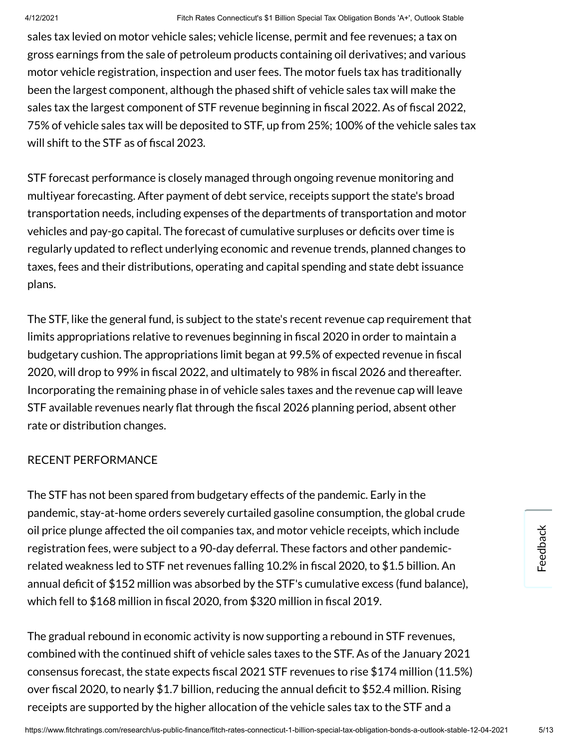sales tax levied on motor vehicle sales; vehicle license, permit and fee revenues; a tax on gross earnings from the sale of petroleum products containing oil derivatives; and various motor vehicle registration, inspection and user fees. The motor fuels tax has traditionally been the largest component, although the phased shift of vehicle sales tax will make the sales tax the largest component of STF revenue beginning in fiscal 2022. As of fiscal 2022, 75% of vehicle sales tax will be deposited to STF, up from 25%; 100% of the vehicle sales tax will shift to the STF as of fiscal 2023.

STF forecast performance is closely managed through ongoing revenue monitoring and multiyear forecasting. After payment of debt service, receipts support the state's broad transportation needs, including expenses of the departments of transportation and motor vehicles and pay-go capital. The forecast of cumulative surpluses or deficits over time is regularly updated to reflect underlying economic and revenue trends, planned changes to taxes, fees and their distributions, operating and capital spending and state debt issuance plans.

The STF, like the general fund, is subject to the state's recent revenue cap requirement that limits appropriations relative to revenues beginning in fiscal 2020 in order to maintain a budgetary cushion. The appropriations limit began at 99.5% of expected revenue in fiscal 2020, will drop to 99% in fiscal 2022, and ultimately to 98% in fiscal 2026 and thereafter. Incorporating the remaining phase in of vehicle sales taxes and the revenue cap will leave STF available revenues nearly flat through the fiscal 2026 planning period, absent other rate or distribution changes.

RECENT PERFORMANCE

The STF has not been spared from budgetary effects of the pandemic. Early in the pandemic, stay-at-home orders severely curtailed gasoline consumption, the global crude oil price plunge affected the oil companies tax, and motor vehicle receipts, which include registration fees, were subject to a 90-day deferral. These factors and other pandemic-related weakness led to STF net revenues falling 10.2% in fiscal 2020, to $1.5 billion. An annual deficit of $152 million was absorbed by the STF's cumulative excess (fund balance), which fell to $168 million in fiscal 2020, from $320 million in fiscal 2019.

The gradual rebound in economic activity is now supporting a rebound in STF revenues, combined with the continued shift of vehicle sales taxes to the STF. As of the January 2021 consensus forecast, the state expects fiscal 2021 STF revenues to rise $174 million (11.5%) over fiscal 2020, to nearly $1.7 billion, reducing the annual deficit to $52.4 million. Rising receipts are supported by the higher allocation of the vehicle sales tax to the STF and a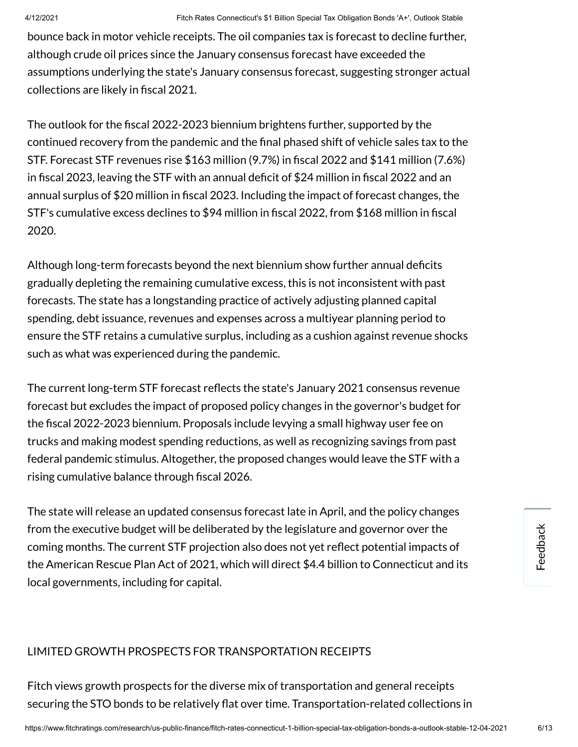bounce back in motor vehicle receipts. The oil companies tax is forecast to decline further, although crude oil prices since the January consensus forecast have exceeded the assumptions underlying the state's January consensus forecast, suggesting stronger actual collections are likely in fiscal 2021.

The outlook for the fiscal 2022-2023 biennium brightens further, supported by the continued recovery from the pandemic and the final phased shift of vehicle sales tax to the STF. Forecast STF revenues rise $163 million (9.7%) in fiscal 2022 and $141 million (7.6%) in fiscal 2023, leaving the STF with an annual deficit of $24 million in fiscal 2022 and an annual surplus of $20 million in fiscal 2023. Including the impact of forecast changes, the STF's cumulative excess declines to $94 million in fiscal 2022, from $168 million in fiscal 2020.

Although long-term forecasts beyond the next biennium show further annual deficits gradually depleting the remaining cumulative excess, this is not inconsistent with past forecasts. The state has a longstanding practice of actively adjusting planned capital spending, debt issuance, revenues and expenses across a multiyear planning period to ensure the STF retains a cumulative surplus, including as a cushion against revenue shocks such as what was experienced during the pandemic.

The current long-term STF forecast reflects the state's January 2021 consensus revenue forecast but excludes the impact of proposed policy changes in the governor's budget for the fiscal 2022-2023 biennium. Proposals include levying a small highway user fee on trucks and making modest spending reductions, as well as recognizing savings from past federal pandemic stimulus. Altogether, the proposed changes would leave the STF with a rising cumulative balance through fiscal 2026.

The state will release an updated consensus forecast late in April, and the policy changes from the executive budget will be deliberated by the legislature and governor over the coming months. The current STF projection also does not yet reflect potential impacts of the American Rescue Plan Act of 2021, which will direct $4.4 billion to Connecticut and its local governments, including for capital.

LIMITED GROWTH PROSPECTS FOR TRANSPORTATION RECEIPTS

Fitch views growth prospects for the diverse mix of transportation and general receipts securing the STO bonds to be relatively flat over time. Transportation-related collections in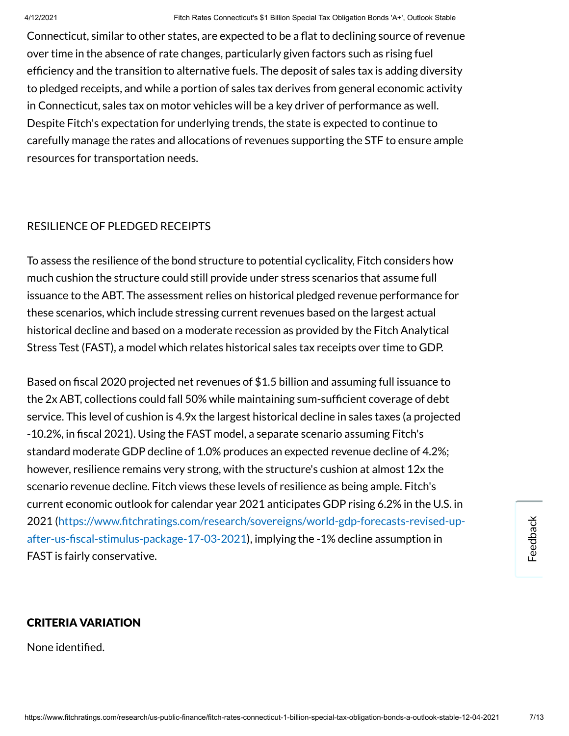Connecticut, similar to other states, are expected to be a flat to declining source of revenue over time in the absence of rate changes, particularly given factors such as rising fuel efficiency and the transition to alternative fuels. The deposit of sales tax is adding diversity to pledged receipts, and while a portion of sales tax derives from general economic activity in Connecticut, sales tax on motor vehicles will be a key driver of performance as well. Despite Fitch's expectation for underlying trends, the state is expected to continue to carefully manage the rates and allocations of revenues supporting the STF to ensure ample resources for transportation needs.

RESILIENCE OF PLEDGED RECEIPTS

To assess the resilience of the bond structure to potential cyclicality, Fitch considers how much cushion the structure could still provide under stress scenarios that assume full issuance to the ABT. The assessment relies on historical pledged revenue performance for these scenarios, which include stressing current revenues based on the largest actual historical decline and based on a moderate recession as provided by the Fitch Analytical Stress Test (FAST), a model which relates historical sales tax receipts over time to GDP.

Based on fiscal 2020 projected net revenues of $1.5 billion and assuming full issuance to the 2x ABT, collections could fall 50% while maintaining sum-sufficient coverage of debt service. This level of cushion is 4.9x the largest historical decline in sales taxes (a projected -10.2%, in fiscal 2021). Using the FAST model, a separate scenario assuming Fitch's standard moderate GDP decline of 1.0% produces an expected revenue decline of 4.2%; however, resilience remains very strong, with the structure's cushion at almost 12x the scenario revenue decline. Fitch views these levels of resilience as being ample. Fitch's current economic outlook for calendar year 2021 anticipates GDP rising 6.2% in the U.S. in 2021 (https://www.fitchratings.com/research/sovereigns/world-gdp-forecasts-revised-up-after-us-fiscal-stimulus-package-17-03-2021), implying the -1% decline assumption in FAST is fairly conservative.

## CRITERIA VARIATION

None identified.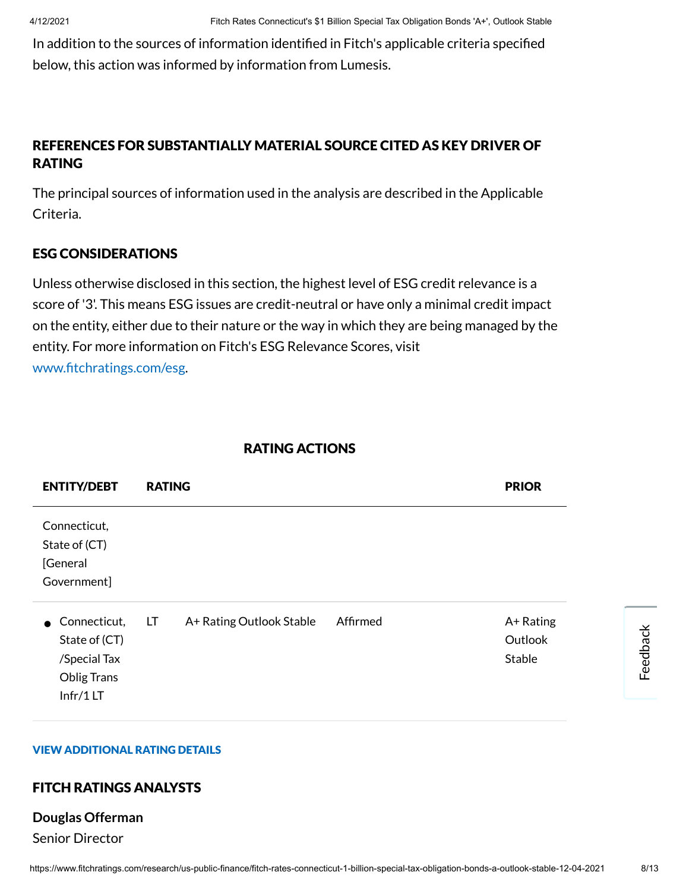In addition to the sources of information identified in Fitch's applicable criteria specified below, this action was informed by information from Lumesis.

## REFERENCES FOR SUBSTANTIALLY MATERIAL SOURCE CITED AS KEY DRIVER OF RATING

The principal sources of information used in the analysis are described in the Applicable Criteria.

## ESG CONSIDERATIONS

Unless otherwise disclosed in this section, the highest level of ESG credit relevance is a score of '3'. This means ESG issues are credit-neutral or have only a minimal credit impact on the entity, either due to their nature or the way in which they are being managed by the entity. For more information on Fitch's ESG Relevance Scores, visit www.fitchratings.com/esg.

## RATING ACTIONS

| ENTITY/DEBT | RATING | | | PRIOR |
|---|---|---|---|---|
| Connecticut, State of (CT) [General Government] | | | | |
| • Connecticut, State of (CT) /Special Tax Oblig Trans Infr/1 LT | LT | A+ Rating Outlook Stable | Affirmed | A+ Rating Outlook Stable |

VIEW ADDITIONAL RATING DETAILS

## FITCH RATINGS ANALYSTS

**Douglas Offerman**
Senior Director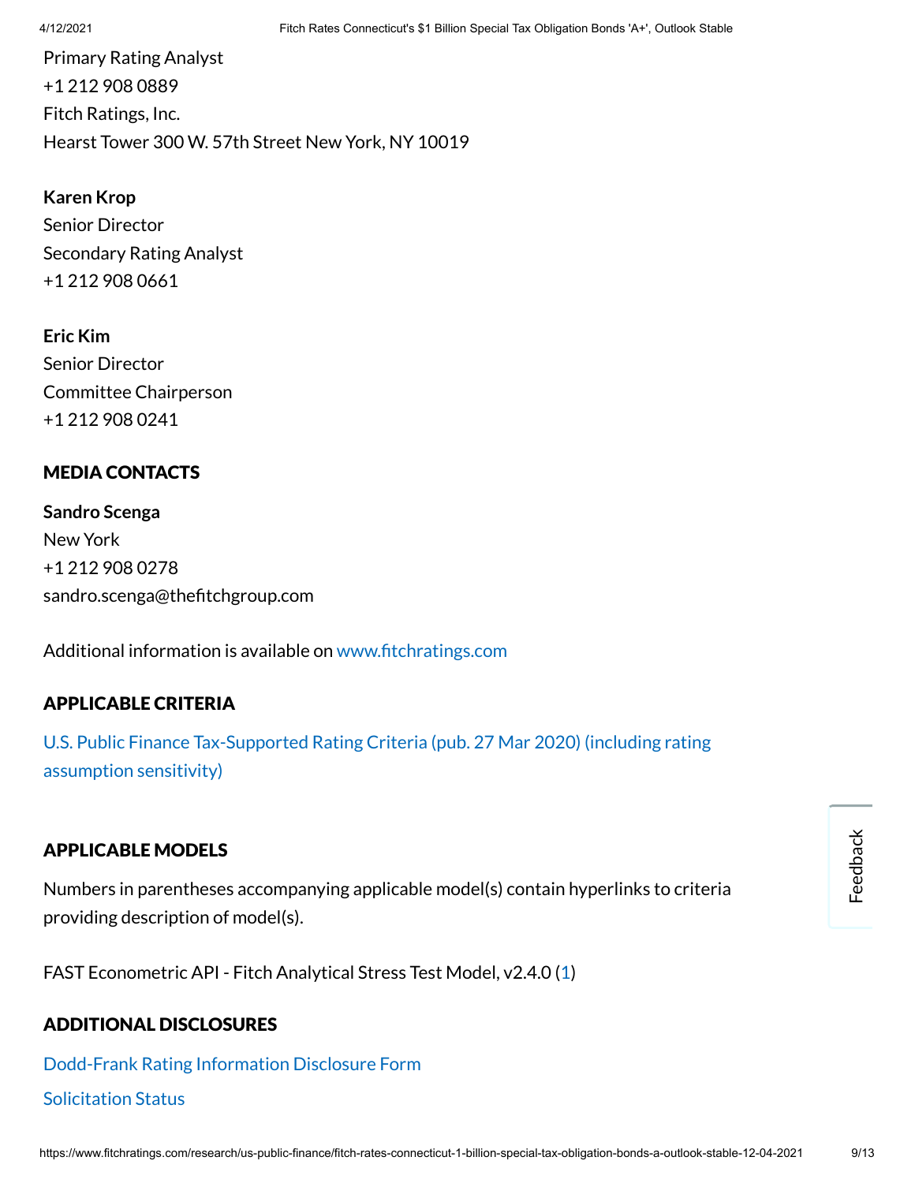Primary Rating Analyst
+1 212 908 0889
Fitch Ratings, Inc.
Hearst Tower 300 W. 57th Street New York, NY 10019

**Karen Krop**
Senior Director
Secondary Rating Analyst
+1 212 908 0661

**Eric Kim**
Senior Director
Committee Chairperson
+1 212 908 0241

## MEDIA CONTACTS

**Sandro Scenga**
New York
+1 212 908 0278
sandro.scenga@thefitchgroup.com

Additional information is available on www.fitchratings.com

## APPLICABLE CRITERIA

U.S. Public Finance Tax-Supported Rating Criteria (pub. 27 Mar 2020) (including rating assumption sensitivity)

## APPLICABLE MODELS

Numbers in parentheses accompanying applicable model(s) contain hyperlinks to criteria providing description of model(s).

FAST Econometric API - Fitch Analytical Stress Test Model, v2.4.0 (1)

## ADDITIONAL DISCLOSURES

Dodd-Frank Rating Information Disclosure Form

Solicitation Status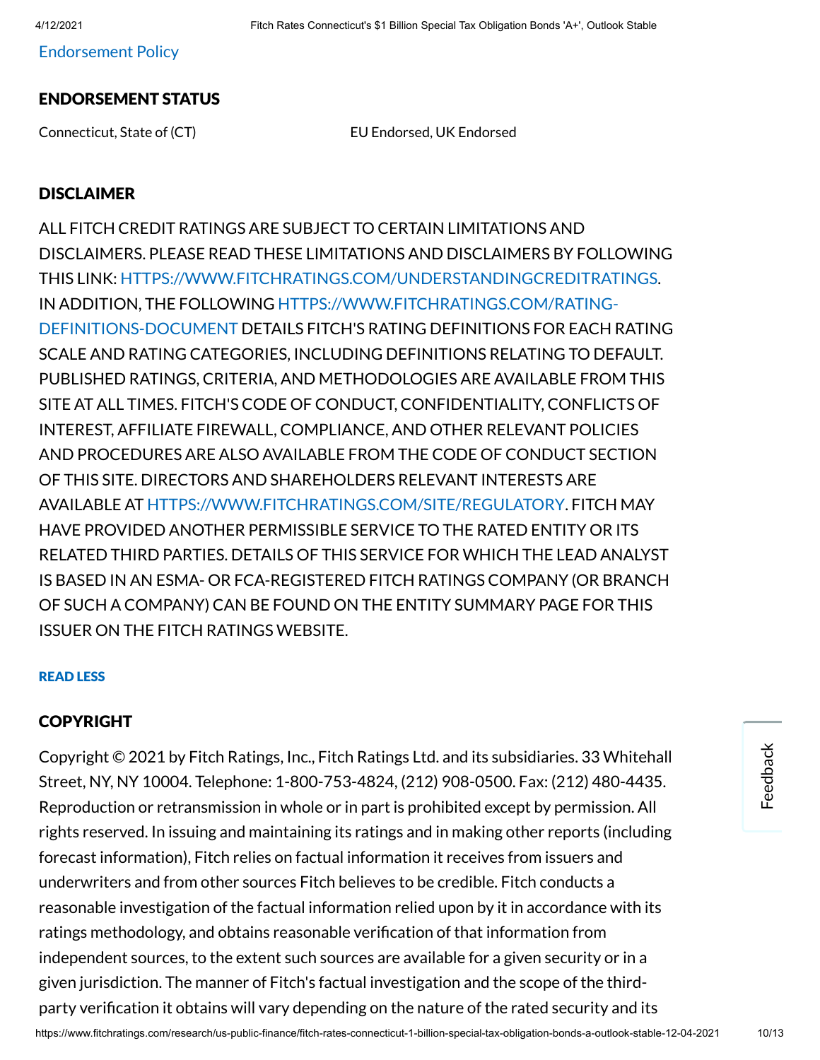Endorsement Policy

## ENDORSEMENT STATUS

| | |
|---|---|
| Connecticut, State of (CT) | EU Endorsed, UK Endorsed |

## DISCLAIMER

ALL FITCH CREDIT RATINGS ARE SUBJECT TO CERTAIN LIMITATIONS AND DISCLAIMERS. PLEASE READ THESE LIMITATIONS AND DISCLAIMERS BY FOLLOWING THIS LINK: HTTPS://WWW.FITCHRATINGS.COM/UNDERSTANDINGCREDITRATINGS. IN ADDITION, THE FOLLOWING HTTPS://WWW.FITCHRATINGS.COM/RATING-DEFINITIONS-DOCUMENT DETAILS FITCH'S RATING DEFINITIONS FOR EACH RATING SCALE AND RATING CATEGORIES, INCLUDING DEFINITIONS RELATING TO DEFAULT. PUBLISHED RATINGS, CRITERIA, AND METHODOLOGIES ARE AVAILABLE FROM THIS SITE AT ALL TIMES. FITCH'S CODE OF CONDUCT, CONFIDENTIALITY, CONFLICTS OF INTEREST, AFFILIATE FIREWALL, COMPLIANCE, AND OTHER RELEVANT POLICIES AND PROCEDURES ARE ALSO AVAILABLE FROM THE CODE OF CONDUCT SECTION OF THIS SITE. DIRECTORS AND SHAREHOLDERS RELEVANT INTERESTS ARE AVAILABLE AT HTTPS://WWW.FITCHRATINGS.COM/SITE/REGULATORY. FITCH MAY HAVE PROVIDED ANOTHER PERMISSIBLE SERVICE TO THE RATED ENTITY OR ITS RELATED THIRD PARTIES. DETAILS OF THIS SERVICE FOR WHICH THE LEAD ANALYST IS BASED IN AN ESMA- OR FCA-REGISTERED FITCH RATINGS COMPANY (OR BRANCH OF SUCH A COMPANY) CAN BE FOUND ON THE ENTITY SUMMARY PAGE FOR THIS ISSUER ON THE FITCH RATINGS WEBSITE.

READ LESS

## COPYRIGHT

Copyright © 2021 by Fitch Ratings, Inc., Fitch Ratings Ltd. and its subsidiaries. 33 Whitehall Street, NY, NY 10004. Telephone: 1-800-753-4824, (212) 908-0500. Fax: (212) 480-4435. Reproduction or retransmission in whole or in part is prohibited except by permission. All rights reserved. In issuing and maintaining its ratings and in making other reports (including forecast information), Fitch relies on factual information it receives from issuers and underwriters and from other sources Fitch believes to be credible. Fitch conducts a reasonable investigation of the factual information relied upon by it in accordance with its ratings methodology, and obtains reasonable verification of that information from independent sources, to the extent such sources are available for a given security or in a given jurisdiction. The manner of Fitch's factual investigation and the scope of the third-party verification it obtains will vary depending on the nature of the rated security and its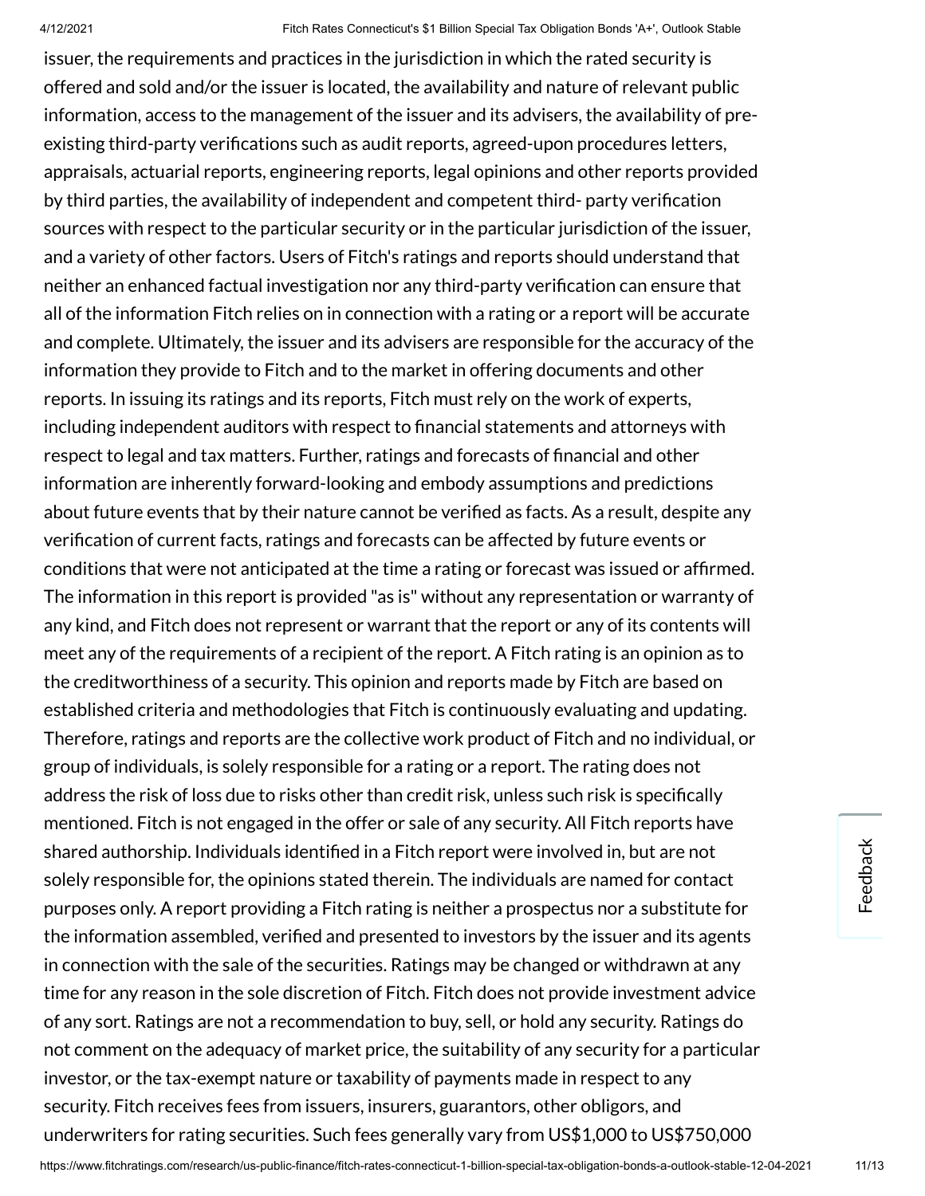issuer, the requirements and practices in the jurisdiction in which the rated security is offered and sold and/or the issuer is located, the availability and nature of relevant public information, access to the management of the issuer and its advisers, the availability of pre-existing third-party verifications such as audit reports, agreed-upon procedures letters, appraisals, actuarial reports, engineering reports, legal opinions and other reports provided by third parties, the availability of independent and competent third- party verification sources with respect to the particular security or in the particular jurisdiction of the issuer, and a variety of other factors. Users of Fitch's ratings and reports should understand that neither an enhanced factual investigation nor any third-party verification can ensure that all of the information Fitch relies on in connection with a rating or a report will be accurate and complete. Ultimately, the issuer and its advisers are responsible for the accuracy of the information they provide to Fitch and to the market in offering documents and other reports. In issuing its ratings and its reports, Fitch must rely on the work of experts, including independent auditors with respect to financial statements and attorneys with respect to legal and tax matters. Further, ratings and forecasts of financial and other information are inherently forward-looking and embody assumptions and predictions about future events that by their nature cannot be verified as facts. As a result, despite any verification of current facts, ratings and forecasts can be affected by future events or conditions that were not anticipated at the time a rating or forecast was issued or affirmed. The information in this report is provided "as is" without any representation or warranty of any kind, and Fitch does not represent or warrant that the report or any of its contents will meet any of the requirements of a recipient of the report. A Fitch rating is an opinion as to the creditworthiness of a security. This opinion and reports made by Fitch are based on established criteria and methodologies that Fitch is continuously evaluating and updating. Therefore, ratings and reports are the collective work product of Fitch and no individual, or group of individuals, is solely responsible for a rating or a report. The rating does not address the risk of loss due to risks other than credit risk, unless such risk is specifically mentioned. Fitch is not engaged in the offer or sale of any security. All Fitch reports have shared authorship. Individuals identified in a Fitch report were involved in, but are not solely responsible for, the opinions stated therein. The individuals are named for contact purposes only. A report providing a Fitch rating is neither a prospectus nor a substitute for the information assembled, verified and presented to investors by the issuer and its agents in connection with the sale of the securities. Ratings may be changed or withdrawn at any time for any reason in the sole discretion of Fitch. Fitch does not provide investment advice of any sort. Ratings are not a recommendation to buy, sell, or hold any security. Ratings do not comment on the adequacy of market price, the suitability of any security for a particular investor, or the tax-exempt nature or taxability of payments made in respect to any security. Fitch receives fees from issuers, insurers, guarantors, other obligors, and underwriters for rating securities. Such fees generally vary from US$1,000 to US$750,000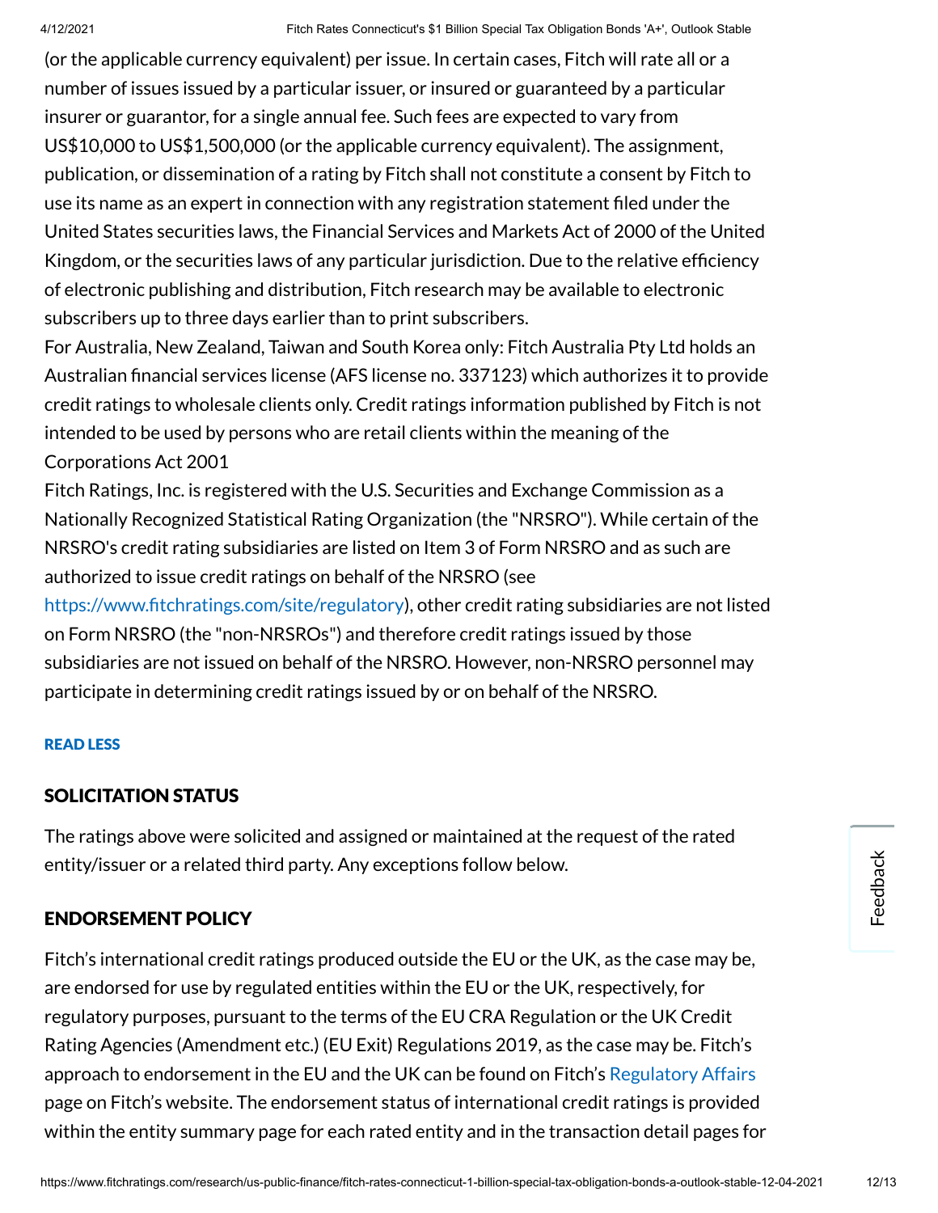(or the applicable currency equivalent) per issue. In certain cases, Fitch will rate all or a number of issues issued by a particular issuer, or insured or guaranteed by a particular insurer or guarantor, for a single annual fee. Such fees are expected to vary from US$10,000 to US$1,500,000 (or the applicable currency equivalent). The assignment, publication, or dissemination of a rating by Fitch shall not constitute a consent by Fitch to use its name as an expert in connection with any registration statement filed under the United States securities laws, the Financial Services and Markets Act of 2000 of the United Kingdom, or the securities laws of any particular jurisdiction. Due to the relative efficiency of electronic publishing and distribution, Fitch research may be available to electronic subscribers up to three days earlier than to print subscribers.

For Australia, New Zealand, Taiwan and South Korea only: Fitch Australia Pty Ltd holds an Australian financial services license (AFS license no. 337123) which authorizes it to provide credit ratings to wholesale clients only. Credit ratings information published by Fitch is not intended to be used by persons who are retail clients within the meaning of the Corporations Act 2001

Fitch Ratings, Inc. is registered with the U.S. Securities and Exchange Commission as a Nationally Recognized Statistical Rating Organization (the "NRSRO"). While certain of the NRSRO's credit rating subsidiaries are listed on Item 3 of Form NRSRO and as such are authorized to issue credit ratings on behalf of the NRSRO (see https://www.fitchratings.com/site/regulatory), other credit rating subsidiaries are not listed on Form NRSRO (the "non-NRSROs") and therefore credit ratings issued by those subsidiaries are not issued on behalf of the NRSRO. However, non-NRSRO personnel may participate in determining credit ratings issued by or on behalf of the NRSRO.

READ LESS

## SOLICITATION STATUS

The ratings above were solicited and assigned or maintained at the request of the rated entity/issuer or a related third party. Any exceptions follow below.

## ENDORSEMENT POLICY

Fitch's international credit ratings produced outside the EU or the UK, as the case may be, are endorsed for use by regulated entities within the EU or the UK, respectively, for regulatory purposes, pursuant to the terms of the EU CRA Regulation or the UK Credit Rating Agencies (Amendment etc.) (EU Exit) Regulations 2019, as the case may be. Fitch's approach to endorsement in the EU and the UK can be found on Fitch's Regulatory Affairs page on Fitch's website. The endorsement status of international credit ratings is provided within the entity summary page for each rated entity and in the transaction detail pages for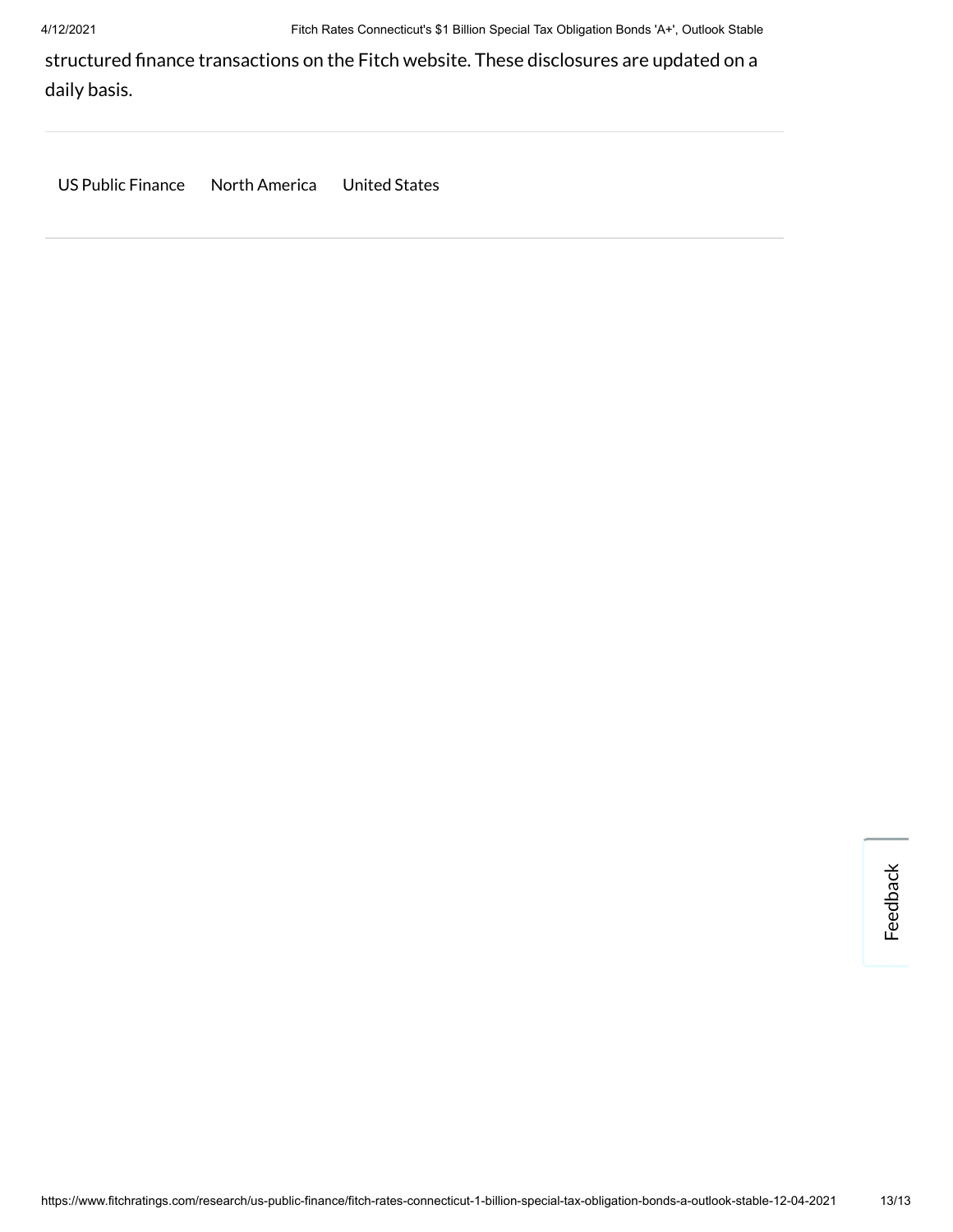structured finance transactions on the Fitch website. These disclosures are updated on a daily basis.

US Public Finance    North America    United States